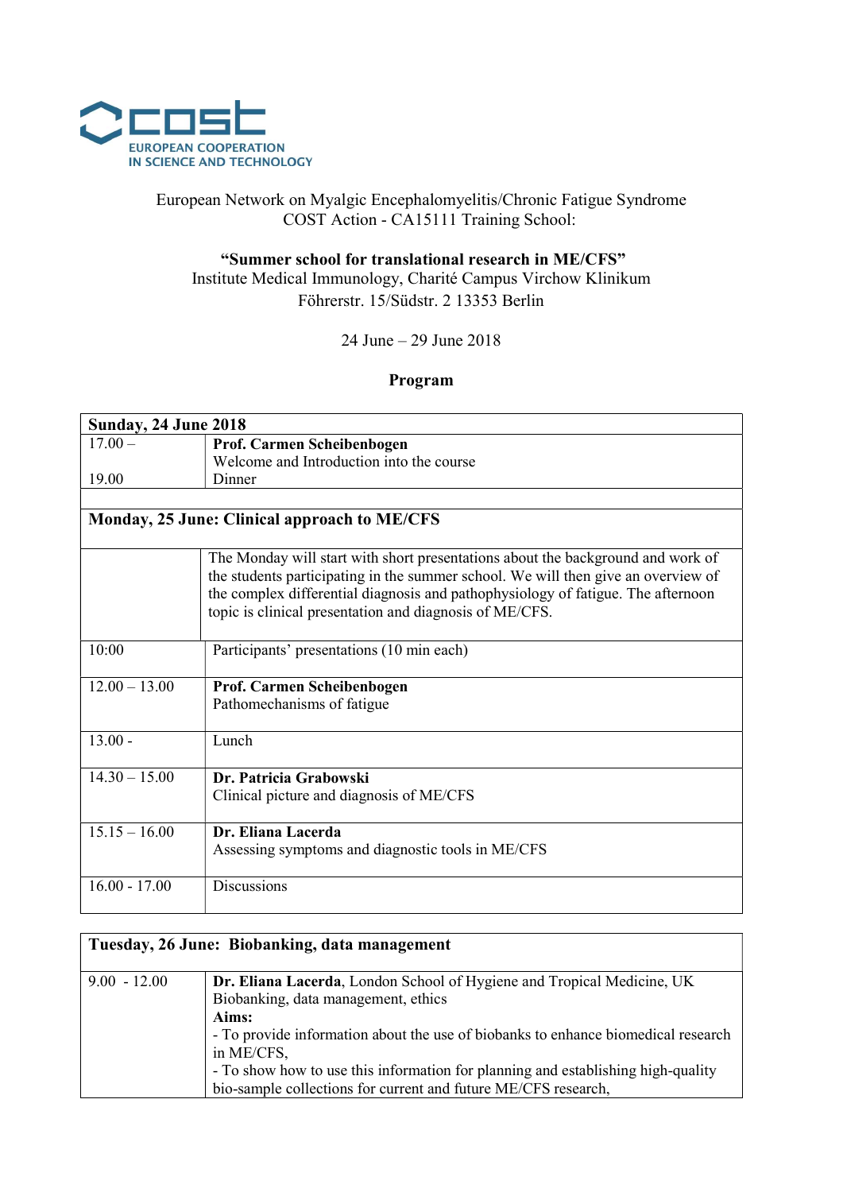COST
EUROPEAN COOPERATION
IN SCIENCE AND TECHNOLOGY

European Network on Myalgic Encephalomyelitis/Chronic Fatigue Syndrome
COST Action - CA15111 Training School:

**"Summer school for translational research in ME/CFS"**
Institute Medical Immunology, Charité Campus Virchow Klinikum
Föhrerstr. 15/Südstr. 2 13353 Berlin

24 June – 29 June 2018

**Program**

| **Sunday, 24 June 2018** | |
|---|---|
| 17.00 – | **Prof. Carmen Scheibenbogen**<br>Welcome and Introduction into the course |
| 19.00 | Dinner |
| | |
| **Monday, 25 June: Clinical approach to ME/CFS** | |
| | The Monday will start with short presentations about the background and work of the students participating in the summer school. We will then give an overview of the complex differential diagnosis and pathophysiology of fatigue. The afternoon topic is clinical presentation and diagnosis of ME/CFS. |
| 10:00 | Participants' presentations (10 min each) |
| 12.00 – 13.00 | **Prof. Carmen Scheibenbogen**<br>Pathomechanisms of fatigue |
| 13.00 - | Lunch |
| 14.30 – 15.00 | **Dr. Patricia Grabowski**<br>Clinical picture and diagnosis of ME/CFS |
| 15.15 – 16.00 | **Dr. Eliana Lacerda**<br>Assessing symptoms and diagnostic tools in ME/CFS |
| 16.00 - 17.00 | Discussions |

| **Tuesday, 26 June: Biobanking, data management** | |
|---|---|
| 9.00 - 12.00 | **Dr. Eliana Lacerda**, London School of Hygiene and Tropical Medicine, UK<br>Biobanking, data management, ethics<br>**Aims:**<br>- To provide information about the use of biobanks to enhance biomedical research in ME/CFS,<br>- To show how to use this information for planning and establishing high-quality bio-sample collections for current and future ME/CFS research, |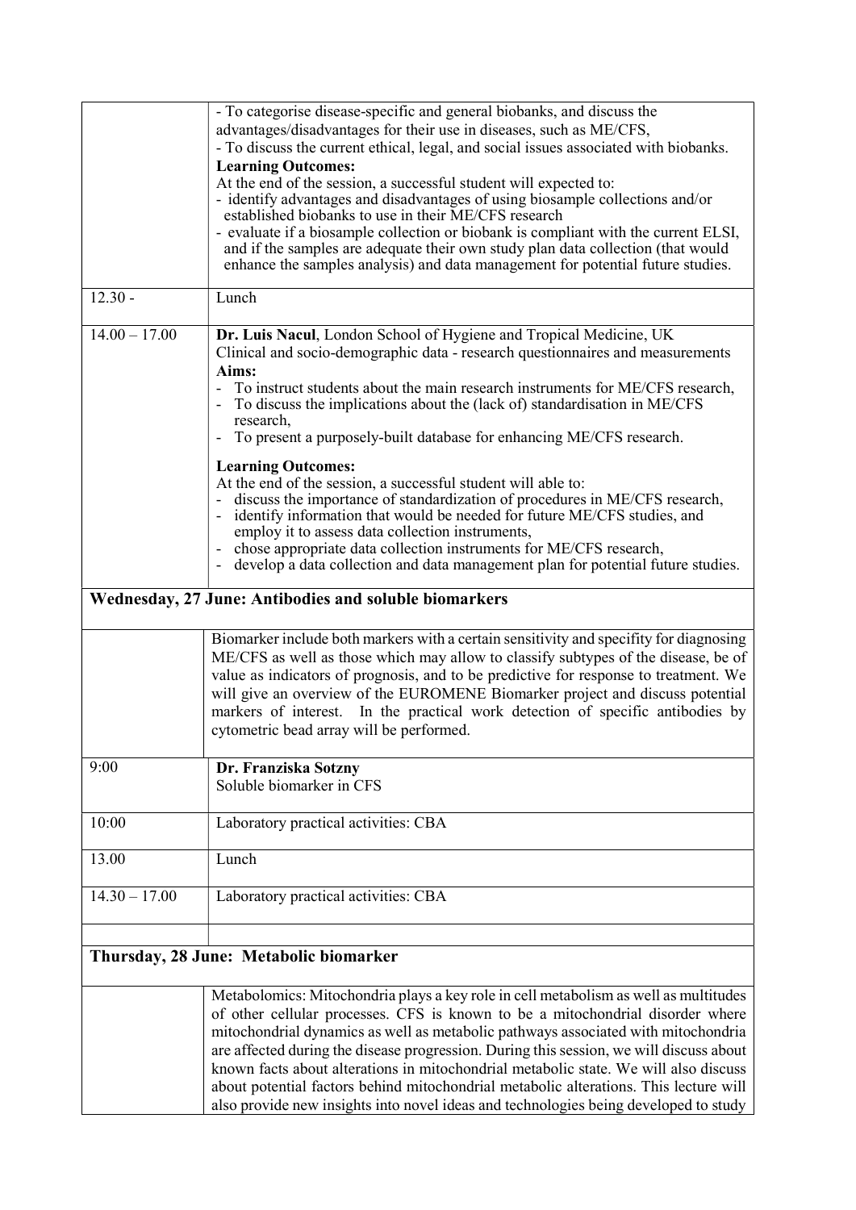| | |
|---|---|
| | - To categorise disease-specific and general biobanks, and discuss the advantages/disadvantages for their use in diseases, such as ME/CFS,<br>- To discuss the current ethical, legal, and social issues associated with biobanks.<br>**Learning Outcomes:**<br>At the end of the session, a successful student will expected to:<br>- identify advantages and disadvantages of using biosample collections and/or established biobanks to use in their ME/CFS research<br>- evaluate if a biosample collection or biobank is compliant with the current ELSI, and if the samples are adequate their own study plan data collection (that would enhance the samples analysis) and data management for potential future studies. |
| 12.30 - | Lunch |
| 14.00 – 17.00 | **Dr. Luis Nacul**, London School of Hygiene and Tropical Medicine, UK<br>Clinical and socio-demographic data - research questionnaires and measurements<br>**Aims:**<br>- To instruct students about the main research instruments for ME/CFS research,<br>- To discuss the implications about the (lack of) standardisation in ME/CFS research,<br>- To present a purposely-built database for enhancing ME/CFS research.<br>**Learning Outcomes:**<br>At the end of the session, a successful student will able to:<br>- discuss the importance of standardization of procedures in ME/CFS research,<br>- identify information that would be needed for future ME/CFS studies, and employ it to assess data collection instruments,<br>- chose appropriate data collection instruments for ME/CFS research,<br>- develop a data collection and data management plan for potential future studies. |
| **Wednesday, 27 June: Antibodies and soluble biomarkers** | |
| | Biomarker include both markers with a certain sensitivity and specifity for diagnosing ME/CFS as well as those which may allow to classify subtypes of the disease, be of value as indicators of prognosis, and to be predictive for response to treatment. We will give an overview of the EUROMENE Biomarker project and discuss potential markers of interest. In the practical work detection of specific antibodies by cytometric bead array will be performed. |
| 9:00 | **Dr. Franziska Sotzny**<br>Soluble biomarker in CFS |
| 10:00 | Laboratory practical activities: CBA |
| 13.00 | Lunch |
| 14.30 – 17.00 | Laboratory practical activities: CBA |
| | |
| **Thursday, 28 June: Metabolic biomarker** | |
| | Metabolomics: Mitochondria plays a key role in cell metabolism as well as multitudes of other cellular processes. CFS is known to be a mitochondrial disorder where mitochondrial dynamics as well as metabolic pathways associated with mitochondria are affected during the disease progression. During this session, we will discuss about known facts about alterations in mitochondrial metabolic state. We will also discuss about potential factors behind mitochondrial metabolic alterations. This lecture will also provide new insights into novel ideas and technologies being developed to study |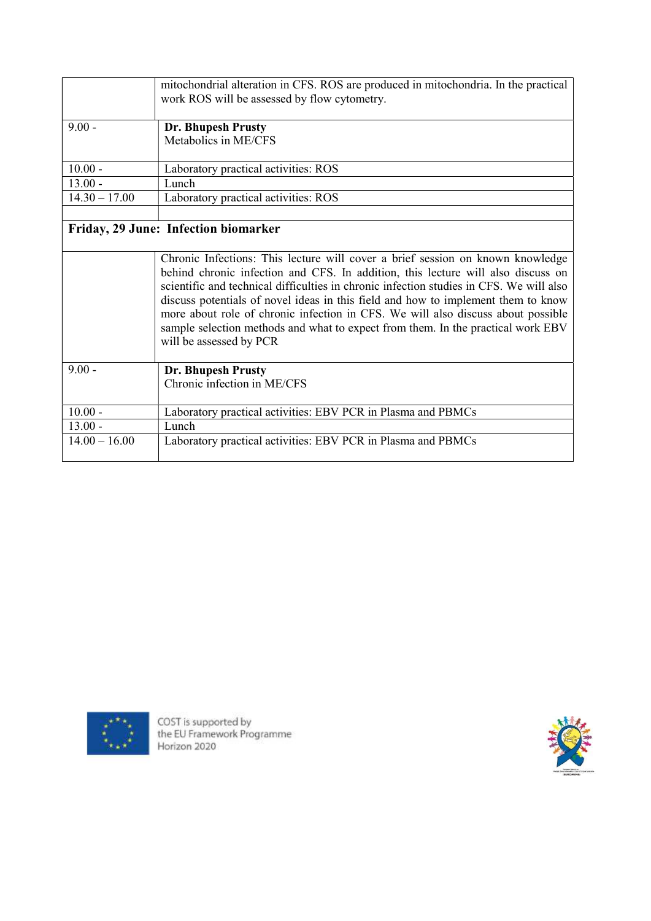| | |
|---|---|
| | mitochondrial alteration in CFS. ROS are produced in mitochondria. In the practical work ROS will be assessed by flow cytometry. |
| 9.00 - | **Dr. Bhupesh Prusty**<br>Metabolics in ME/CFS |
| 10.00 - | Laboratory practical activities: ROS |
| 13.00 - | Lunch |
| 14.30 – 17.00 | Laboratory practical activities: ROS |
| | |
| **Friday, 29 June: Infection biomarker** | |
| | Chronic Infections: This lecture will cover a brief session on known knowledge behind chronic infection and CFS. In addition, this lecture will also discuss on scientific and technical difficulties in chronic infection studies in CFS. We will also discuss potentials of novel ideas in this field and how to implement them to know more about role of chronic infection in CFS. We will also discuss about possible sample selection methods and what to expect from them. In the practical work EBV will be assessed by PCR |
| 9.00 - | **Dr. Bhupesh Prusty**<br>Chronic infection in ME/CFS |
| 10.00 - | Laboratory practical activities: EBV PCR in Plasma and PBMCs |
| 13.00 - | Lunch |
| 14.00 – 16.00 | Laboratory practical activities: EBV PCR in Plasma and PBMCs |

COST is supported by the EU Framework Programme Horizon 2020